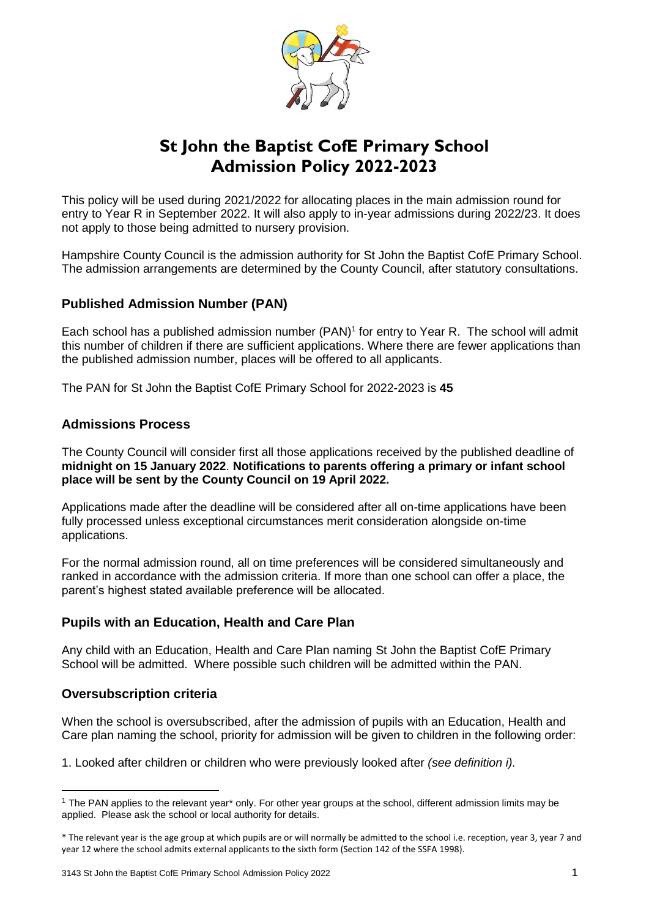# St John the Baptist CofE Primary School Admission Policy 2022-2023

This policy will be used during 2021/2022 for allocating places in the main admission round for entry to Year R in September 2022. It will also apply to in-year admissions during 2022/23. It does not apply to those being admitted to nursery provision.

Hampshire County Council is the admission authority for St John the Baptist CofE Primary School. The admission arrangements are determined by the County Council, after statutory consultations.

## Published Admission Number (PAN)

Each school has a published admission number (PAN)[1] for entry to Year R. The school will admit this number of children if there are sufficient applications. Where there are fewer applications than the published admission number, places will be offered to all applicants.

The PAN for St John the Baptist CofE Primary School for 2022-2023 is **45**

## Admissions Process

The County Council will consider first all those applications received by the published deadline of **midnight on 15 January 2022**. **Notifications to parents offering a primary or infant school place will be sent by the County Council on 19 April 2022.**

Applications made after the deadline will be considered after all on-time applications have been fully processed unless exceptional circumstances merit consideration alongside on-time applications.

For the normal admission round, all on time preferences will be considered simultaneously and ranked in accordance with the admission criteria. If more than one school can offer a place, the parent's highest stated available preference will be allocated.

## Pupils with an Education, Health and Care Plan

Any child with an Education, Health and Care Plan naming St John the Baptist CofE Primary School will be admitted. Where possible such children will be admitted within the PAN.

## Oversubscription criteria

When the school is oversubscribed, after the admission of pupils with an Education, Health and Care plan naming the school, priority for admission will be given to children in the following order:

1. Looked after children or children who were previously looked after *(see definition i).*

---

[1] The PAN applies to the relevant year* only. For other year groups at the school, different admission limits may be applied. Please ask the school or local authority for details.

* The relevant year is the age group at which pupils are or will normally be admitted to the school i.e. reception, year 3, year 7 and year 12 where the school admits external applicants to the sixth form (Section 142 of the SSFA 1998).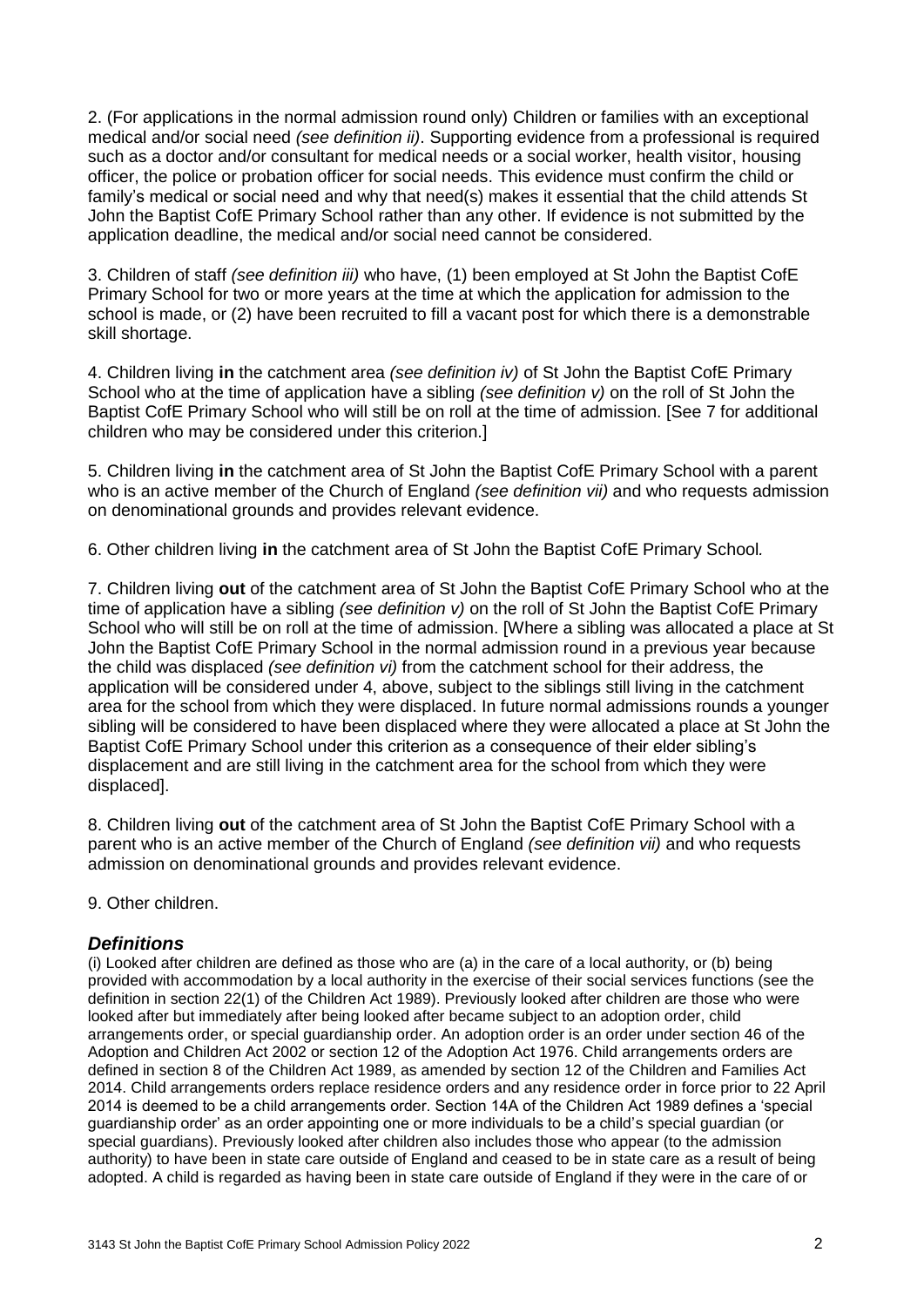2. (For applications in the normal admission round only) Children or families with an exceptional medical and/or social need *(see definition ii)*. Supporting evidence from a professional is required such as a doctor and/or consultant for medical needs or a social worker, health visitor, housing officer, the police or probation officer for social needs. This evidence must confirm the child or family's medical or social need and why that need(s) makes it essential that the child attends St John the Baptist CofE Primary School rather than any other. If evidence is not submitted by the application deadline, the medical and/or social need cannot be considered.

3. Children of staff *(see definition iii)* who have, (1) been employed at St John the Baptist CofE Primary School for two or more years at the time at which the application for admission to the school is made, or (2) have been recruited to fill a vacant post for which there is a demonstrable skill shortage.

4. Children living **in** the catchment area *(see definition iv)* of St John the Baptist CofE Primary School who at the time of application have a sibling *(see definition v)* on the roll of St John the Baptist CofE Primary School who will still be on roll at the time of admission. [See 7 for additional children who may be considered under this criterion.]

5. Children living **in** the catchment area of St John the Baptist CofE Primary School with a parent who is an active member of the Church of England *(see definition vii)* and who requests admission on denominational grounds and provides relevant evidence.

6. Other children living **in** the catchment area of St John the Baptist CofE Primary School.

7. Children living **out** of the catchment area of St John the Baptist CofE Primary School who at the time of application have a sibling *(see definition v)* on the roll of St John the Baptist CofE Primary School who will still be on roll at the time of admission. [Where a sibling was allocated a place at St John the Baptist CofE Primary School in the normal admission round in a previous year because the child was displaced *(see definition vi)* from the catchment school for their address, the application will be considered under 4, above, subject to the siblings still living in the catchment area for the school from which they were displaced. In future normal admissions rounds a younger sibling will be considered to have been displaced where they were allocated a place at St John the Baptist CofE Primary School under this criterion as a consequence of their elder sibling's displacement and are still living in the catchment area for the school from which they were displaced].

8. Children living **out** of the catchment area of St John the Baptist CofE Primary School with a parent who is an active member of the Church of England *(see definition vii)* and who requests admission on denominational grounds and provides relevant evidence.

9. Other children.

### *Definitions*

(i) Looked after children are defined as those who are (a) in the care of a local authority, or (b) being provided with accommodation by a local authority in the exercise of their social services functions (see the definition in section 22(1) of the Children Act 1989). Previously looked after children are those who were looked after but immediately after being looked after became subject to an adoption order, child arrangements order, or special guardianship order. An adoption order is an order under section 46 of the Adoption and Children Act 2002 or section 12 of the Adoption Act 1976. Child arrangements orders are defined in section 8 of the Children Act 1989, as amended by section 12 of the Children and Families Act 2014. Child arrangements orders replace residence orders and any residence order in force prior to 22 April 2014 is deemed to be a child arrangements order. Section 14A of the Children Act 1989 defines a 'special guardianship order' as an order appointing one or more individuals to be a child's special guardian (or special guardians). Previously looked after children also includes those who appear (to the admission authority) to have been in state care outside of England and ceased to be in state care as a result of being adopted. A child is regarded as having been in state care outside of England if they were in the care of or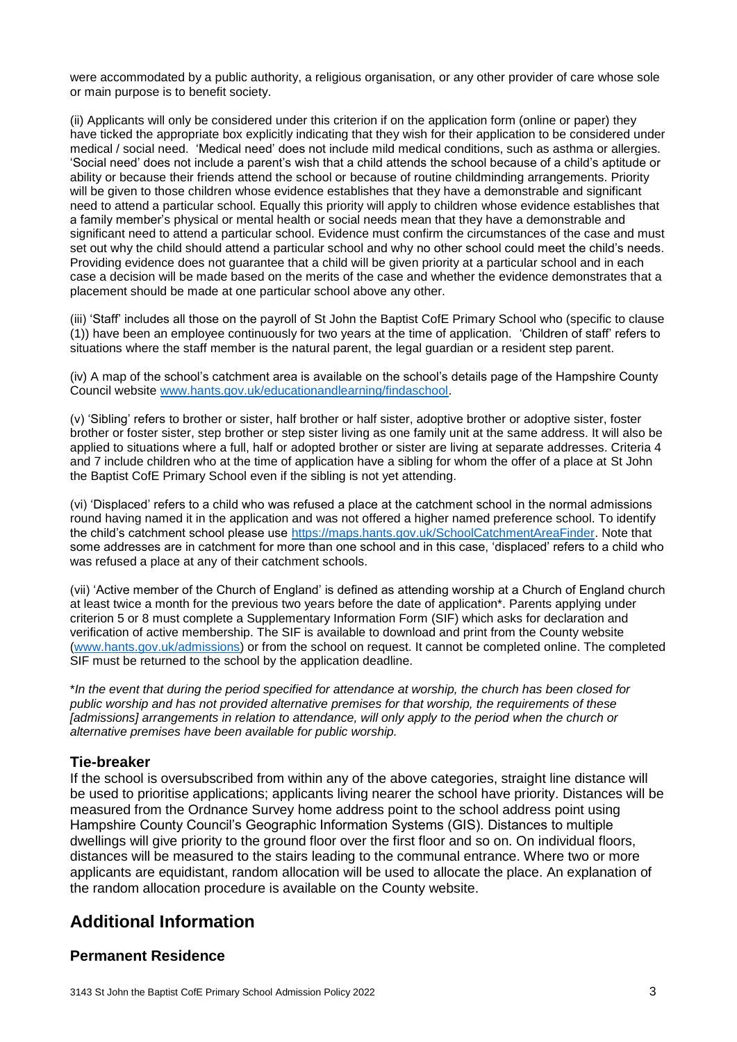were accommodated by a public authority, a religious organisation, or any other provider of care whose sole or main purpose is to benefit society.

(ii) Applicants will only be considered under this criterion if on the application form (online or paper) they have ticked the appropriate box explicitly indicating that they wish for their application to be considered under medical / social need. 'Medical need' does not include mild medical conditions, such as asthma or allergies. 'Social need' does not include a parent's wish that a child attends the school because of a child's aptitude or ability or because their friends attend the school or because of routine childminding arrangements. Priority will be given to those children whose evidence establishes that they have a demonstrable and significant need to attend a particular school. Equally this priority will apply to children whose evidence establishes that a family member's physical or mental health or social needs mean that they have a demonstrable and significant need to attend a particular school. Evidence must confirm the circumstances of the case and must set out why the child should attend a particular school and why no other school could meet the child's needs. Providing evidence does not guarantee that a child will be given priority at a particular school and in each case a decision will be made based on the merits of the case and whether the evidence demonstrates that a placement should be made at one particular school above any other.

(iii) 'Staff' includes all those on the payroll of St John the Baptist CofE Primary School who (specific to clause (1)) have been an employee continuously for two years at the time of application. 'Children of staff' refers to situations where the staff member is the natural parent, the legal guardian or a resident step parent.

(iv) A map of the school's catchment area is available on the school's details page of the Hampshire County Council website [www.hants.gov.uk/educationandlearning/findaschool](www.hants.gov.uk/educationandlearning/findaschool).

(v) 'Sibling' refers to brother or sister, half brother or half sister, adoptive brother or adoptive sister, foster brother or foster sister, step brother or step sister living as one family unit at the same address. It will also be applied to situations where a full, half or adopted brother or sister are living at separate addresses. Criteria 4 and 7 include children who at the time of application have a sibling for whom the offer of a place at St John the Baptist CofE Primary School even if the sibling is not yet attending.

(vi) 'Displaced' refers to a child who was refused a place at the catchment school in the normal admissions round having named it in the application and was not offered a higher named preference school. To identify the child's catchment school please use [https://maps.hants.gov.uk/SchoolCatchmentAreaFinder](https://maps.hants.gov.uk/SchoolCatchmentAreaFinder). Note that some addresses are in catchment for more than one school and in this case, 'displaced' refers to a child who was refused a place at any of their catchment schools.

(vii) 'Active member of the Church of England' is defined as attending worship at a Church of England church at least twice a month for the previous two years before the date of application*. Parents applying under criterion 5 or 8 must complete a Supplementary Information Form (SIF) which asks for declaration and verification of active membership. The SIF is available to download and print from the County website ([www.hants.gov.uk/admissions](www.hants.gov.uk/admissions)) or from the school on request. It cannot be completed online. The completed SIF must be returned to the school by the application deadline.

*\*In the event that during the period specified for attendance at worship, the church has been closed for public worship and has not provided alternative premises for that worship, the requirements of these [admissions] arrangements in relation to attendance, will only apply to the period when the church or alternative premises have been available for public worship.*

### Tie-breaker

If the school is oversubscribed from within any of the above categories, straight line distance will be used to prioritise applications; applicants living nearer the school have priority. Distances will be measured from the Ordnance Survey home address point to the school address point using Hampshire County Council's Geographic Information Systems (GIS). Distances to multiple dwellings will give priority to the ground floor over the first floor and so on. On individual floors, distances will be measured to the stairs leading to the communal entrance. Where two or more applicants are equidistant, random allocation will be used to allocate the place. An explanation of the random allocation procedure is available on the County website.

## Additional Information

### Permanent Residence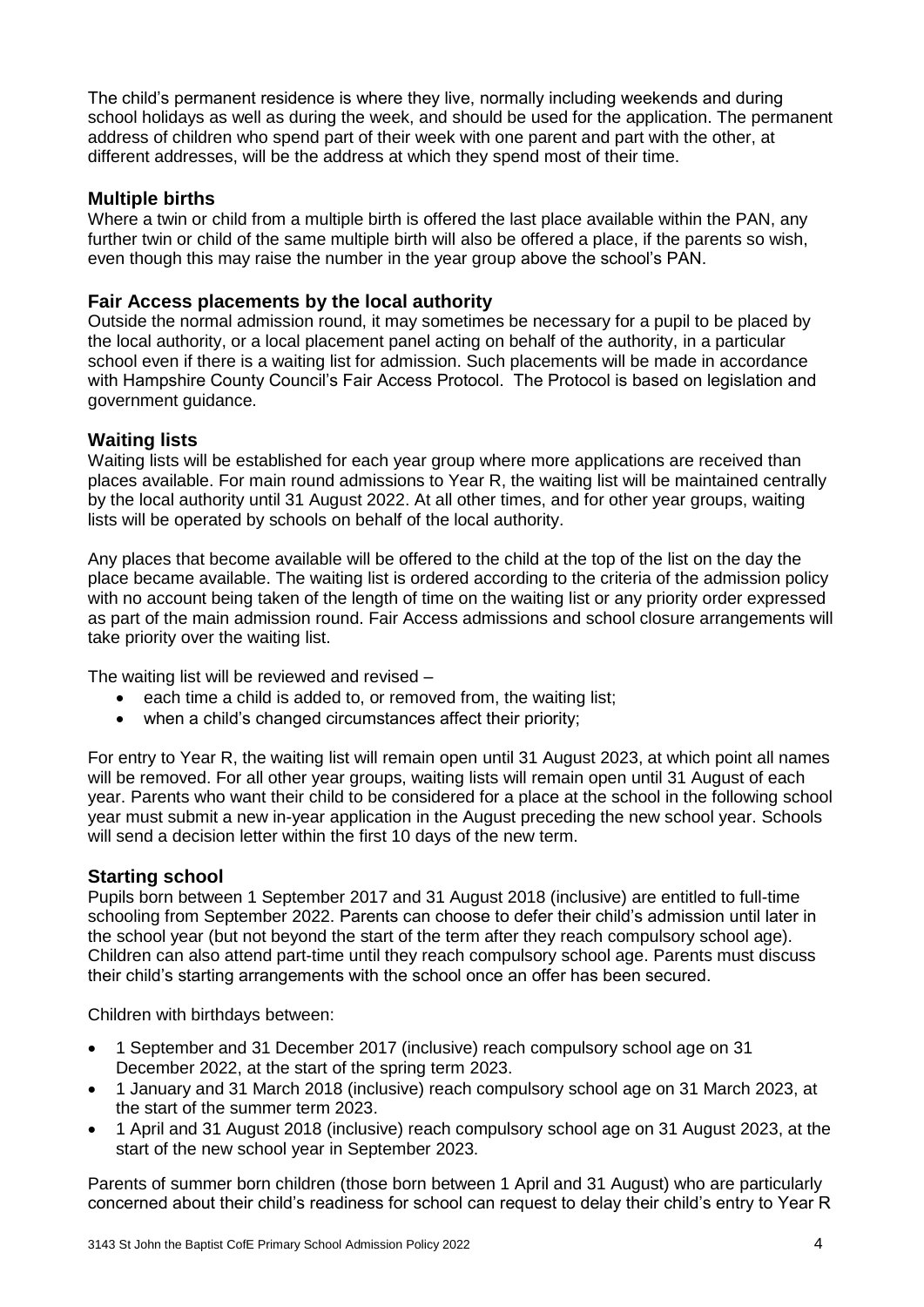The child's permanent residence is where they live, normally including weekends and during school holidays as well as during the week, and should be used for the application. The permanent address of children who spend part of their week with one parent and part with the other, at different addresses, will be the address at which they spend most of their time.

### Multiple births

Where a twin or child from a multiple birth is offered the last place available within the PAN, any further twin or child of the same multiple birth will also be offered a place, if the parents so wish, even though this may raise the number in the year group above the school's PAN.

### Fair Access placements by the local authority

Outside the normal admission round, it may sometimes be necessary for a pupil to be placed by the local authority, or a local placement panel acting on behalf of the authority, in a particular school even if there is a waiting list for admission. Such placements will be made in accordance with Hampshire County Council's Fair Access Protocol. The Protocol is based on legislation and government guidance.

### Waiting lists

Waiting lists will be established for each year group where more applications are received than places available. For main round admissions to Year R, the waiting list will be maintained centrally by the local authority until 31 August 2022. At all other times, and for other year groups, waiting lists will be operated by schools on behalf of the local authority.

Any places that become available will be offered to the child at the top of the list on the day the place became available. The waiting list is ordered according to the criteria of the admission policy with no account being taken of the length of time on the waiting list or any priority order expressed as part of the main admission round. Fair Access admissions and school closure arrangements will take priority over the waiting list.

The waiting list will be reviewed and revised –

- each time a child is added to, or removed from, the waiting list;
- when a child's changed circumstances affect their priority;

For entry to Year R, the waiting list will remain open until 31 August 2023, at which point all names will be removed. For all other year groups, waiting lists will remain open until 31 August of each year. Parents who want their child to be considered for a place at the school in the following school year must submit a new in-year application in the August preceding the new school year. Schools will send a decision letter within the first 10 days of the new term.

### Starting school

Pupils born between 1 September 2017 and 31 August 2018 (inclusive) are entitled to full-time schooling from September 2022. Parents can choose to defer their child's admission until later in the school year (but not beyond the start of the term after they reach compulsory school age). Children can also attend part-time until they reach compulsory school age. Parents must discuss their child's starting arrangements with the school once an offer has been secured.

Children with birthdays between:

- 1 September and 31 December 2017 (inclusive) reach compulsory school age on 31 December 2022, at the start of the spring term 2023.
- 1 January and 31 March 2018 (inclusive) reach compulsory school age on 31 March 2023, at the start of the summer term 2023.
- 1 April and 31 August 2018 (inclusive) reach compulsory school age on 31 August 2023, at the start of the new school year in September 2023.

Parents of summer born children (those born between 1 April and 31 August) who are particularly concerned about their child's readiness for school can request to delay their child's entry to Year R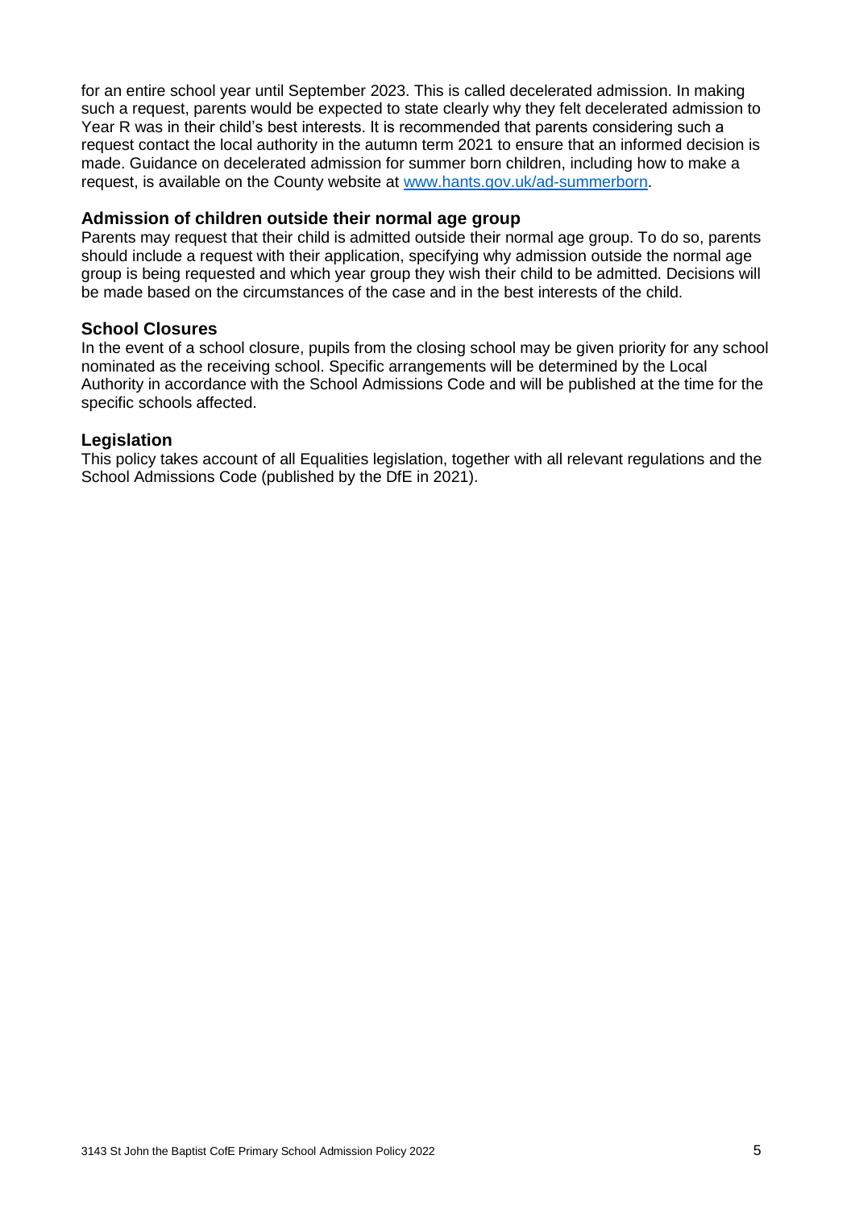for an entire school year until September 2023. This is called decelerated admission. In making such a request, parents would be expected to state clearly why they felt decelerated admission to Year R was in their child's best interests. It is recommended that parents considering such a request contact the local authority in the autumn term 2021 to ensure that an informed decision is made. Guidance on decelerated admission for summer born children, including how to make a request, is available on the County website at [www.hants.gov.uk/ad-summerborn](www.hants.gov.uk/ad-summerborn).

## Admission of children outside their normal age group

Parents may request that their child is admitted outside their normal age group. To do so, parents should include a request with their application, specifying why admission outside the normal age group is being requested and which year group they wish their child to be admitted. Decisions will be made based on the circumstances of the case and in the best interests of the child.

## School Closures

In the event of a school closure, pupils from the closing school may be given priority for any school nominated as the receiving school. Specific arrangements will be determined by the Local Authority in accordance with the School Admissions Code and will be published at the time for the specific schools affected.

## Legislation

This policy takes account of all Equalities legislation, together with all relevant regulations and the School Admissions Code (published by the DfE in 2021).